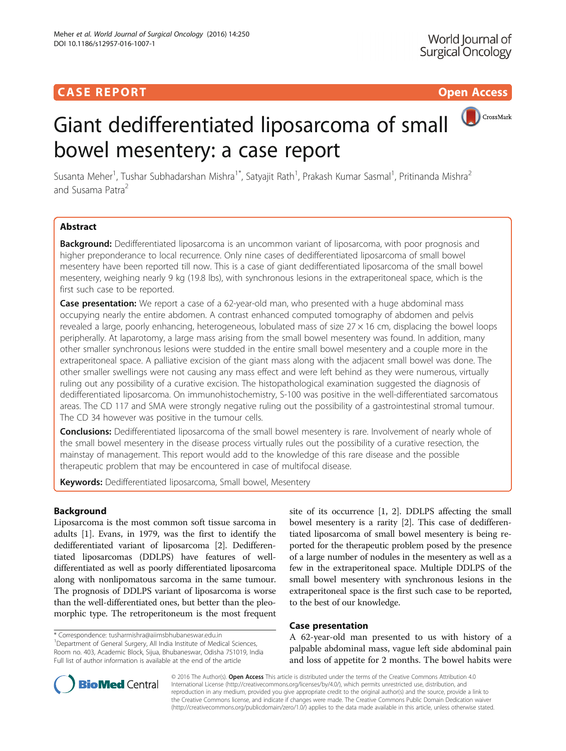CASE REPORT

Open Access

# Giant dedifferentiated liposarcoma of small bowel mesentery: a case report

Susanta Meher[1], Tushar Subhadarshan Mishra[1*], Satyajit Rath[1], Prakash Kumar Sasmal[1], Pritinanda Mishra[2] and Susama Patra[2]

## Abstract

**Background:** Dedifferentiated liposarcoma is an uncommon variant of liposarcoma, with poor prognosis and higher preponderance to local recurrence. Only nine cases of dedifferentiated liposarcoma of small bowel mesentery have been reported till now. This is a case of giant dedifferentiated liposarcoma of the small bowel mesentery, weighing nearly 9 kg (19.8 lbs), with synchronous lesions in the extraperitoneal space, which is the first such case to be reported.

**Case presentation:** We report a case of a 62-year-old man, who presented with a huge abdominal mass occupying nearly the entire abdomen. A contrast enhanced computed tomography of abdomen and pelvis revealed a large, poorly enhancing, heterogeneous, lobulated mass of size 27 × 16 cm, displacing the bowel loops peripherally. At laparotomy, a large mass arising from the small bowel mesentery was found. In addition, many other smaller synchronous lesions were studded in the entire small bowel mesentery and a couple more in the extraperitoneal space. A palliative excision of the giant mass along with the adjacent small bowel was done. The other smaller swellings were not causing any mass effect and were left behind as they were numerous, virtually ruling out any possibility of a curative excision. The histopathological examination suggested the diagnosis of dedifferentiated liposarcoma. On immunohistochemistry, S-100 was positive in the well-differentiated sarcomatous areas. The CD 117 and SMA were strongly negative ruling out the possibility of a gastrointestinal stromal tumour. The CD 34 however was positive in the tumour cells.

**Conclusions:** Dedifferentiated liposarcoma of the small bowel mesentery is rare. Involvement of nearly whole of the small bowel mesentery in the disease process virtually rules out the possibility of a curative resection, the mainstay of management. This report would add to the knowledge of this rare disease and the possible therapeutic problem that may be encountered in case of multifocal disease.

**Keywords:** Dedifferentiated liposarcoma, Small bowel, Mesentery

## Background

Liposarcoma is the most common soft tissue sarcoma in adults [1]. Evans, in 1979, was the first to identify the dedifferentiated variant of liposarcoma [2]. Dedifferentiated liposarcomas (DDLPS) have features of well-differentiated as well as poorly differentiated liposarcoma along with nonlipomatous sarcoma in the same tumour. The prognosis of DDLPS variant of liposarcoma is worse than the well-differentiated ones, but better than the pleomorphic type. The retroperitoneum is the most frequent site of its occurrence [1, 2]. DDLPS affecting the small bowel mesentery is a rarity [2]. This case of dedifferentiated liposarcoma of small bowel mesentery is being reported for the therapeutic problem posed by the presence of a large number of nodules in the mesentery as well as a few in the extraperitoneal space. Multiple DDLPS of the small bowel mesentery with synchronous lesions in the extraperitoneal space is the first such case to be reported, to the best of our knowledge.

## Case presentation

A 62-year-old man presented to us with history of a palpable abdominal mass, vague left side abdominal pain and loss of appetite for 2 months. The bowel habits were

\* Correspondence: tusharmishra@aiimsbhubaneswar.edu.in
[1]Department of General Surgery, All India Institute of Medical Sciences, Room no. 403, Academic Block, Sijua, Bhubaneswar, Odisha 751019, India
Full list of author information is available at the end of the article

© 2016 The Author(s). **Open Access** This article is distributed under the terms of the Creative Commons Attribution 4.0 International License (http://creativecommons.org/licenses/by/4.0/), which permits unrestricted use, distribution, and reproduction in any medium, provided you give appropriate credit to the original author(s) and the source, provide a link to the Creative Commons license, and indicate if changes were made. The Creative Commons Public Domain Dedication waiver (http://creativecommons.org/publicdomain/zero/1.0/) applies to the data made available in this article, unless otherwise stated.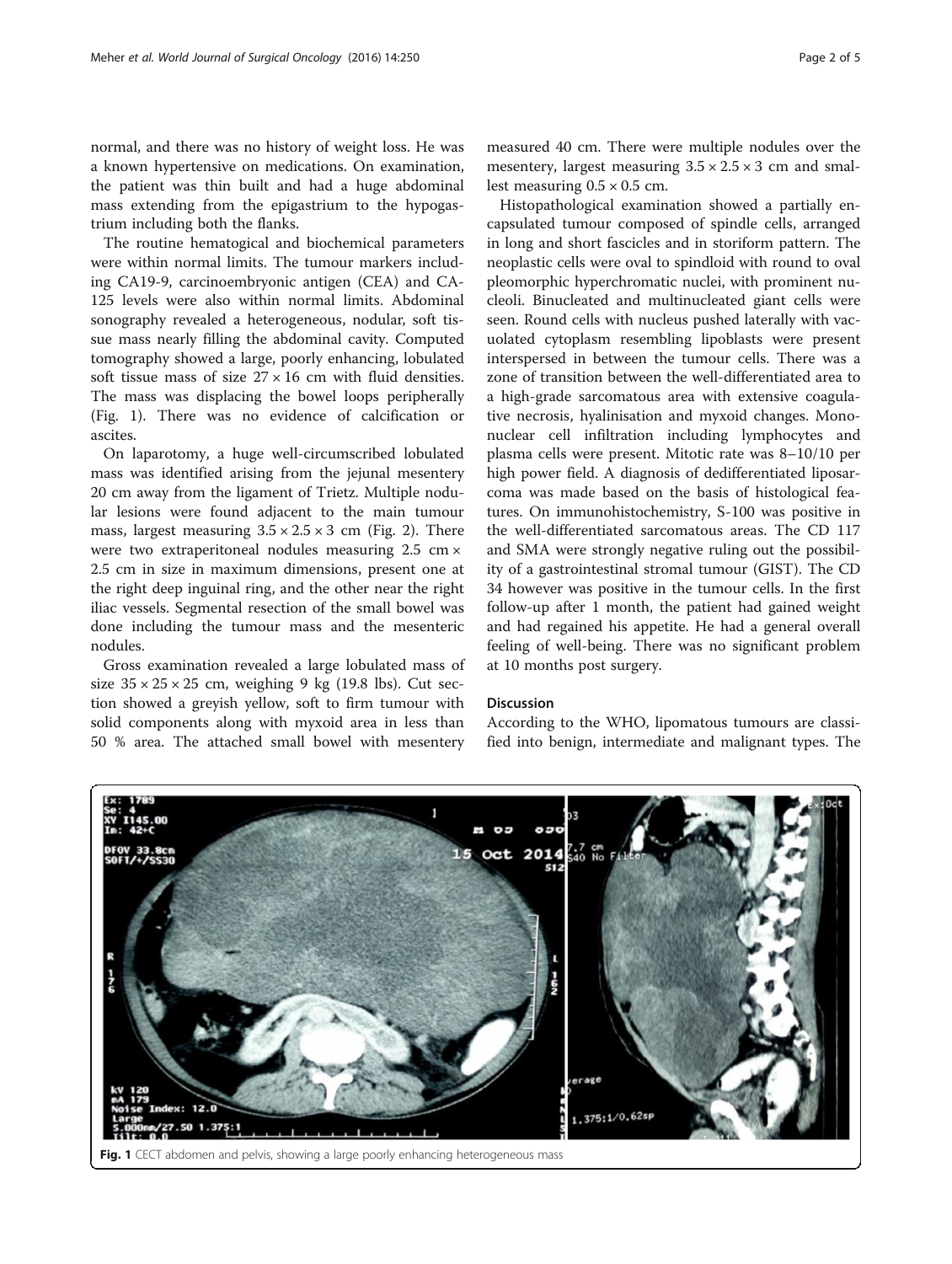normal, and there was no history of weight loss. He was a known hypertensive on medications. On examination, the patient was thin built and had a huge abdominal mass extending from the epigastrium to the hypogastrium including both the flanks.

The routine hematogical and biochemical parameters were within normal limits. The tumour markers including CA19-9, carcinoembryonic antigen (CEA) and CA-125 levels were also within normal limits. Abdominal sonography revealed a heterogeneous, nodular, soft tissue mass nearly filling the abdominal cavity. Computed tomography showed a large, poorly enhancing, lobulated soft tissue mass of size 27 × 16 cm with fluid densities. The mass was displacing the bowel loops peripherally (Fig. 1). There was no evidence of calcification or ascites.

On laparotomy, a huge well-circumscribed lobulated mass was identified arising from the jejunal mesentery 20 cm away from the ligament of Trietz. Multiple nodular lesions were found adjacent to the main tumour mass, largest measuring 3.5 × 2.5 × 3 cm (Fig. 2). There were two extraperitoneal nodules measuring 2.5 cm × 2.5 cm in size in maximum dimensions, present one at the right deep inguinal ring, and the other near the right iliac vessels. Segmental resection of the small bowel was done including the tumour mass and the mesenteric nodules.

Gross examination revealed a large lobulated mass of size 35 × 25 × 25 cm, weighing 9 kg (19.8 lbs). Cut section showed a greyish yellow, soft to firm tumour with solid components along with myxoid area in less than 50 % area. The attached small bowel with mesentery measured 40 cm. There were multiple nodules over the mesentery, largest measuring 3.5 × 2.5 × 3 cm and smallest measuring 0.5 × 0.5 cm.

Histopathological examination showed a partially encapsulated tumour composed of spindle cells, arranged in long and short fascicles and in storiform pattern. The neoplastic cells were oval to spindloid with round to oval pleomorphic hyperchromatic nuclei, with prominent nucleoli. Binucleated and multinucleated giant cells were seen. Round cells with nucleus pushed laterally with vacuolated cytoplasm resembling lipoblasts were present interspersed in between the tumour cells. There was a zone of transition between the well-differentiated area to a high-grade sarcomatous area with extensive coagulative necrosis, hyalinisation and myxoid changes. Mononuclear cell infiltration including lymphocytes and plasma cells were present. Mitotic rate was 8–10/10 per high power field. A diagnosis of dedifferentiated liposarcoma was made based on the basis of histological features. On immunohistochemistry, S-100 was positive in the well-differentiated sarcomatous areas. The CD 117 and SMA were strongly negative ruling out the possibility of a gastrointestinal stromal tumour (GIST). The CD 34 however was positive in the tumour cells. In the first follow-up after 1 month, the patient had gained weight and had regained his appetite. He had a general overall feeling of well-being. There was no significant problem at 10 months post surgery.

## Discussion

According to the WHO, lipomatous tumours are classified into benign, intermediate and malignant types. The

**Fig. 1** CECT abdomen and pelvis, showing a large poorly enhancing heterogeneous mass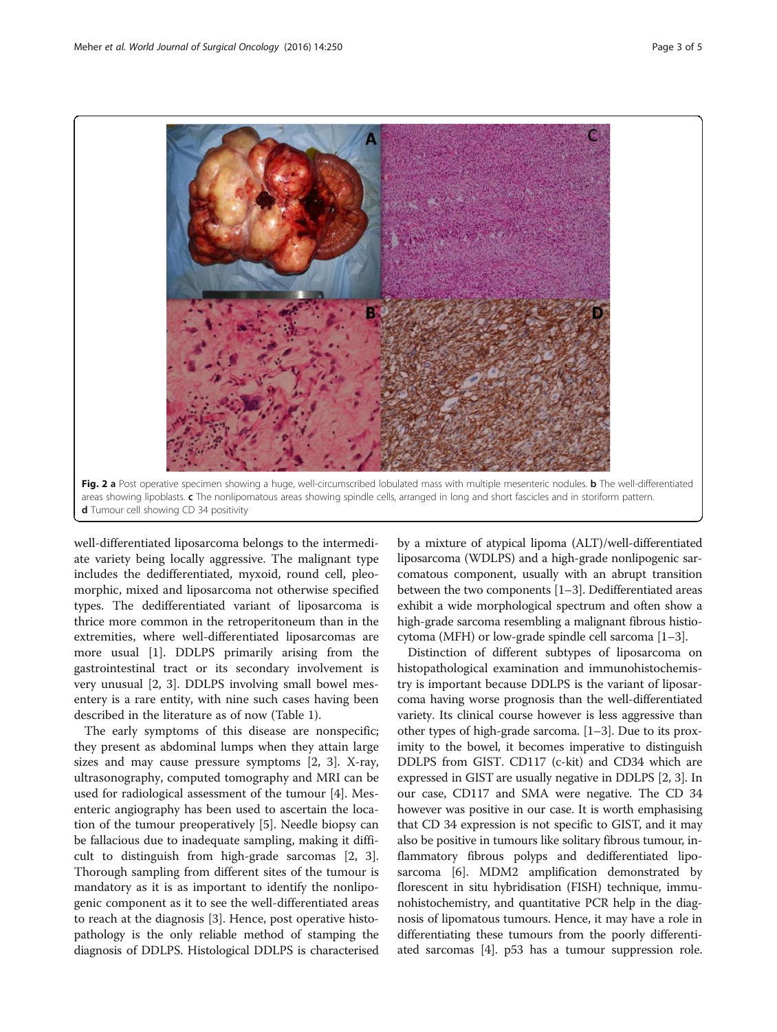Fig. 2 **a** Post operative specimen showing a huge, well-circumscribed lobulated mass with multiple mesenteric nodules. **b** The well-differentiated areas showing lipoblasts. **c** The nonlipomatous areas showing spindle cells, arranged in long and short fascicles and in storiform pattern. **d** Tumour cell showing CD 34 positivity

well-differentiated liposarcoma belongs to the intermediate variety being locally aggressive. The malignant type includes the dedifferentiated, myxoid, round cell, pleomorphic, mixed and liposarcoma not otherwise specified types. The dedifferentiated variant of liposarcoma is thrice more common in the retroperitoneum than in the extremities, where well-differentiated liposarcomas are more usual [1]. DDLPS primarily arising from the gastrointestinal tract or its secondary involvement is very unusual [2, 3]. DDLPS involving small bowel mesentery is a rare entity, with nine such cases having been described in the literature as of now (Table 1).

The early symptoms of this disease are nonspecific; they present as abdominal lumps when they attain large sizes and may cause pressure symptoms [2, 3]. X-ray, ultrasonography, computed tomography and MRI can be used for radiological assessment of the tumour [4]. Mesenteric angiography has been used to ascertain the location of the tumour preoperatively [5]. Needle biopsy can be fallacious due to inadequate sampling, making it difficult to distinguish from high-grade sarcomas [2, 3]. Thorough sampling from different sites of the tumour is mandatory as it is as important to identify the nonlipogenic component as it to see the well-differentiated areas to reach at the diagnosis [3]. Hence, post operative histopathology is the only reliable method of stamping the diagnosis of DDLPS. Histological DDLPS is characterised by a mixture of atypical lipoma (ALT)/well-differentiated liposarcoma (WDLPS) and a high-grade nonlipogenic sarcomatous component, usually with an abrupt transition between the two components [1–3]. Dedifferentiated areas exhibit a wide morphological spectrum and often show a high-grade sarcoma resembling a malignant fibrous histiocytoma (MFH) or low-grade spindle cell sarcoma [1–3].

Distinction of different subtypes of liposarcoma on histopathological examination and immunohistochemistry is important because DDLPS is the variant of liposarcoma having worse prognosis than the well-differentiated variety. Its clinical course however is less aggressive than other types of high-grade sarcoma. [1–3]. Due to its proximity to the bowel, it becomes imperative to distinguish DDLPS from GIST. CD117 (c-kit) and CD34 which are expressed in GIST are usually negative in DDLPS [2, 3]. In our case, CD117 and SMA were negative. The CD 34 however was positive in our case. It is worth emphasising that CD 34 expression is not specific to GIST, and it may also be positive in tumours like solitary fibrous tumour, inflammatory fibrous polyps and dedifferentiated liposarcoma [6]. MDM2 amplification demonstrated by florescent in situ hybridisation (FISH) technique, immunohistochemistry, and quantitative PCR help in the diagnosis of lipomatous tumours. Hence, it may have a role in differentiating these tumours from the poorly differentiated sarcomas [4]. p53 has a tumour suppression role.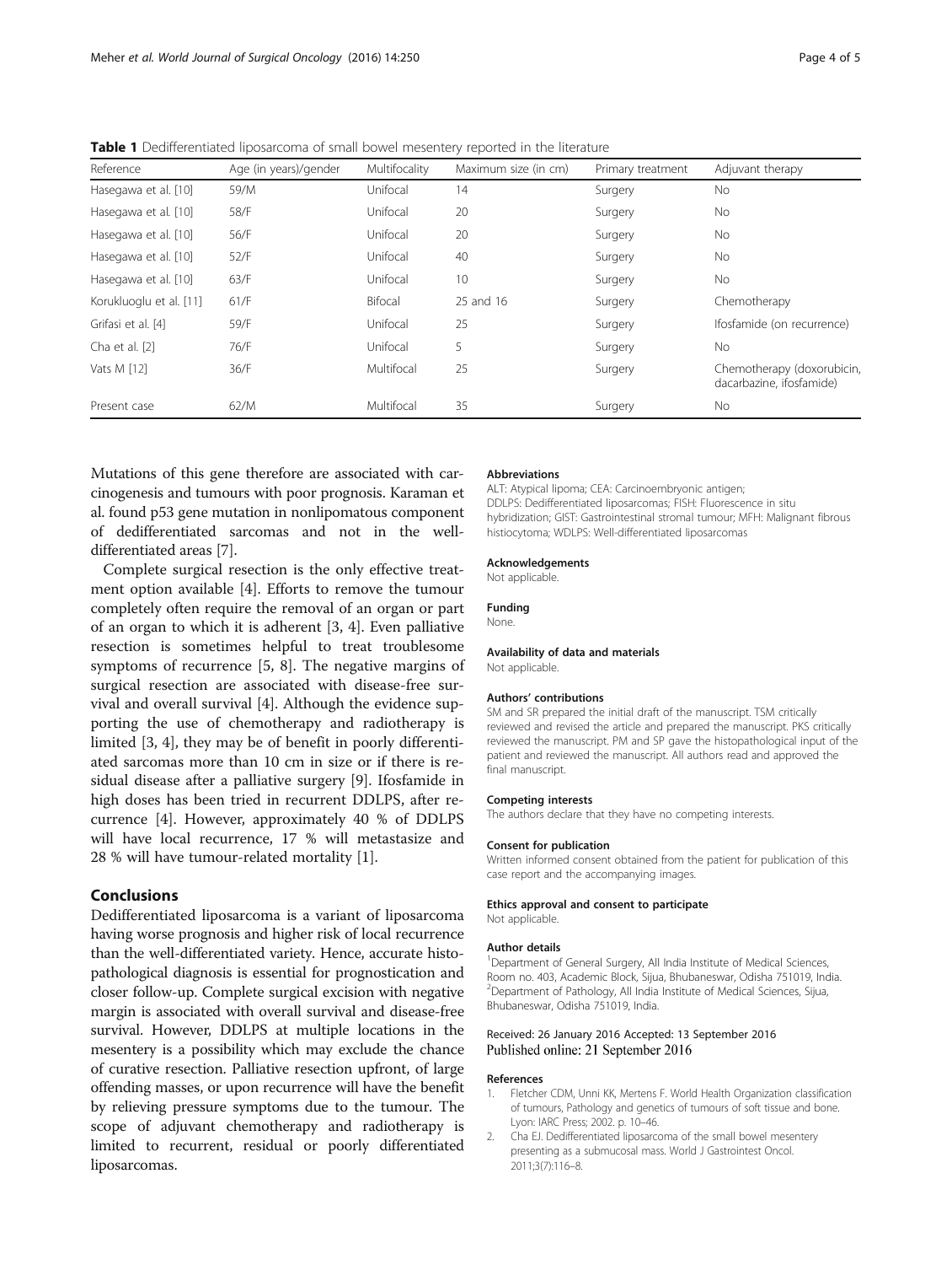**Table 1** Dedifferentiated liposarcoma of small bowel mesentery reported in the literature

| Reference | Age (in years)/gender | Multifocality | Maximum size (in cm) | Primary treatment | Adjuvant therapy |
|---|---|---|---|---|---|
| Hasegawa et al. [10] | 59/M | Unifocal | 14 | Surgery | No |
| Hasegawa et al. [10] | 58/F | Unifocal | 20 | Surgery | No |
| Hasegawa et al. [10] | 56/F | Unifocal | 20 | Surgery | No |
| Hasegawa et al. [10] | 52/F | Unifocal | 40 | Surgery | No |
| Hasegawa et al. [10] | 63/F | Unifocal | 10 | Surgery | No |
| Korukluoglu et al. [11] | 61/F | Bifocal | 25 and 16 | Surgery | Chemotherapy |
| Grifasi et al. [4] | 59/F | Unifocal | 25 | Surgery | Ifosfamide (on recurrence) |
| Cha et al. [2] | 76/F | Unifocal | 5 | Surgery | No |
| Vats M [12] | 36/F | Multifocal | 25 | Surgery | Chemotherapy (doxorubicin, dacarbazine, ifosfamide) |
| Present case | 62/M | Multifocal | 35 | Surgery | No |

Mutations of this gene therefore are associated with carcinogenesis and tumours with poor prognosis. Karaman et al. found p53 gene mutation in nonlipomatous component of dedifferentiated sarcomas and not in the well-differentiated areas [7].

Complete surgical resection is the only effective treatment option available [4]. Efforts to remove the tumour completely often require the removal of an organ or part of an organ to which it is adherent [3, 4]. Even palliative resection is sometimes helpful to treat troublesome symptoms of recurrence [5, 8]. The negative margins of surgical resection are associated with disease-free survival and overall survival [4]. Although the evidence supporting the use of chemotherapy and radiotherapy is limited [3, 4], they may be of benefit in poorly differentiated sarcomas more than 10 cm in size or if there is residual disease after a palliative surgery [9]. Ifosfamide in high doses has been tried in recurrent DDLPS, after recurrence [4]. However, approximately 40 % of DDLPS will have local recurrence, 17 % will metastasize and 28 % will have tumour-related mortality [1].

## Conclusions

Dedifferentiated liposarcoma is a variant of liposarcoma having worse prognosis and higher risk of local recurrence than the well-differentiated variety. Hence, accurate histopathological diagnosis is essential for prognostication and closer follow-up. Complete surgical excision with negative margin is associated with overall survival and disease-free survival. However, DDLPS at multiple locations in the mesentery is a possibility which may exclude the chance of curative resection. Palliative resection upfront, of large offending masses, or upon recurrence will have the benefit by relieving pressure symptoms due to the tumour. The scope of adjuvant chemotherapy and radiotherapy is limited to recurrent, residual or poorly differentiated liposarcomas.

#### Abbreviations

ALT: Atypical lipoma; CEA: Carcinoembryonic antigen; DDLPS: Dedifferentiated liposarcomas; FISH: Fluorescence in situ hybridization; GIST: Gastrointestinal stromal tumour; MFH: Malignant fibrous histiocytoma; WDLPS: Well-differentiated liposarcomas

#### Acknowledgements

Not applicable.

#### Funding

None.

#### Availability of data and materials

Not applicable.

#### Authors' contributions

SM and SR prepared the initial draft of the manuscript. TSM critically reviewed and revised the article and prepared the manuscript. PKS critically reviewed the manuscript. PM and SP gave the histopathological input of the patient and reviewed the manuscript. All authors read and approved the final manuscript.

#### Competing interests

The authors declare that they have no competing interests.

#### Consent for publication

Written informed consent obtained from the patient for publication of this case report and the accompanying images.

#### Ethics approval and consent to participate

Not applicable.

#### Author details

[1]Department of General Surgery, All India Institute of Medical Sciences, Room no. 403, Academic Block, Sijua, Bhubaneswar, Odisha 751019, India. [2]Department of Pathology, All India Institute of Medical Sciences, Sijua, Bhubaneswar, Odisha 751019, India.

Received: 26 January 2016 Accepted: 13 September 2016
Published online: 21 September 2016

#### References

1. Fletcher CDM, Unni KK, Mertens F. World Health Organization classification of tumours, Pathology and genetics of tumours of soft tissue and bone. Lyon: IARC Press; 2002. p. 10–46.
2. Cha EJ. Dedifferentiated liposarcoma of the small bowel mesentery presenting as a submucosal mass. World J Gastrointest Oncol. 2011;3(7):116–8.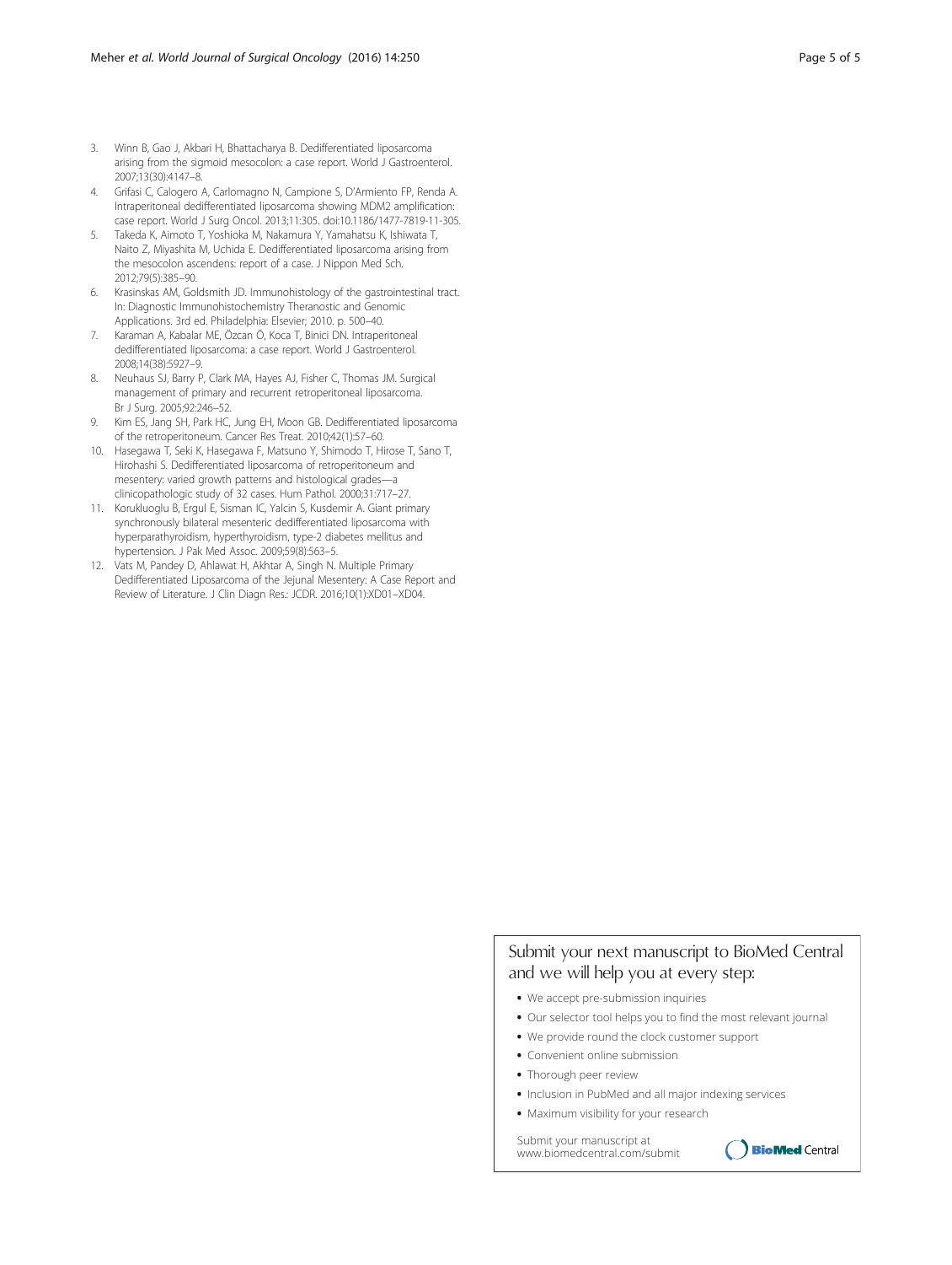3. Winn B, Gao J, Akbari H, Bhattacharya B. Dedifferentiated liposarcoma arising from the sigmoid mesocolon: a case report. World J Gastroenterol. 2007;13(30):4147–8.
4. Grifasi C, Calogero A, Carlomagno N, Campione S, D'Armiento FP, Renda A. Intraperitoneal dedifferentiated liposarcoma showing MDM2 amplification: case report. World J Surg Oncol. 2013;11:305. doi:10.1186/1477-7819-11-305.
5. Takeda K, Aimoto T, Yoshioka M, Nakamura Y, Yamahatsu K, Ishiwata T, Naito Z, Miyashita M, Uchida E. Dedifferentiated liposarcoma arising from the mesocolon ascendens: report of a case. J Nippon Med Sch. 2012;79(5):385–90.
6. Krasinskas AM, Goldsmith JD. Immunohistology of the gastrointestinal tract. In: Diagnostic Immunohistochemistry Theranostic and Genomic Applications. 3rd ed. Philadelphia: Elsevier; 2010. p. 500–40.
7. Karaman A, Kabalar ME, Özcan Ö, Koca T, Binici DN. Intraperitoneal dedifferentiated liposarcoma: a case report. World J Gastroenterol. 2008;14(38):5927–9.
8. Neuhaus SJ, Barry P, Clark MA, Hayes AJ, Fisher C, Thomas JM. Surgical management of primary and recurrent retroperitoneal liposarcoma. Br J Surg. 2005;92:246–52.
9. Kim ES, Jang SH, Park HC, Jung EH, Moon GB. Dedifferentiated liposarcoma of the retroperitoneum. Cancer Res Treat. 2010;42(1):57–60.
10. Hasegawa T, Seki K, Hasegawa F, Matsuno Y, Shimodo T, Hirose T, Sano T, Hirohashi S. Dedifferentiated liposarcoma of retroperitoneum and mesentery: varied growth patterns and histological grades—a clinicopathologic study of 32 cases. Hum Pathol. 2000;31:717–27.
11. Korukluoglu B, Ergul E, Sisman IC, Yalcin S, Kusdemir A. Giant primary synchronously bilateral mesenteric dedifferentiated liposarcoma with hyperparathyroidism, hyperthyroidism, type-2 diabetes mellitus and hypertension. J Pak Med Assoc. 2009;59(8):563–5.
12. Vats M, Pandey D, Ahlawat H, Akhtar A, Singh N. Multiple Primary Dedifferentiated Liposarcoma of the Jejunal Mesentery: A Case Report and Review of Literature. J Clin Diagn Res.: JCDR. 2016;10(1):XD01–XD04.

Submit your next manuscript to BioMed Central and we will help you at every step:

- We accept pre-submission inquiries
- Our selector tool helps you to find the most relevant journal
- We provide round the clock customer support
- Convenient online submission
- Thorough peer review
- Inclusion in PubMed and all major indexing services
- Maximum visibility for your research

Submit your manuscript at
www.biomedcentral.com/submit

BioMed Central